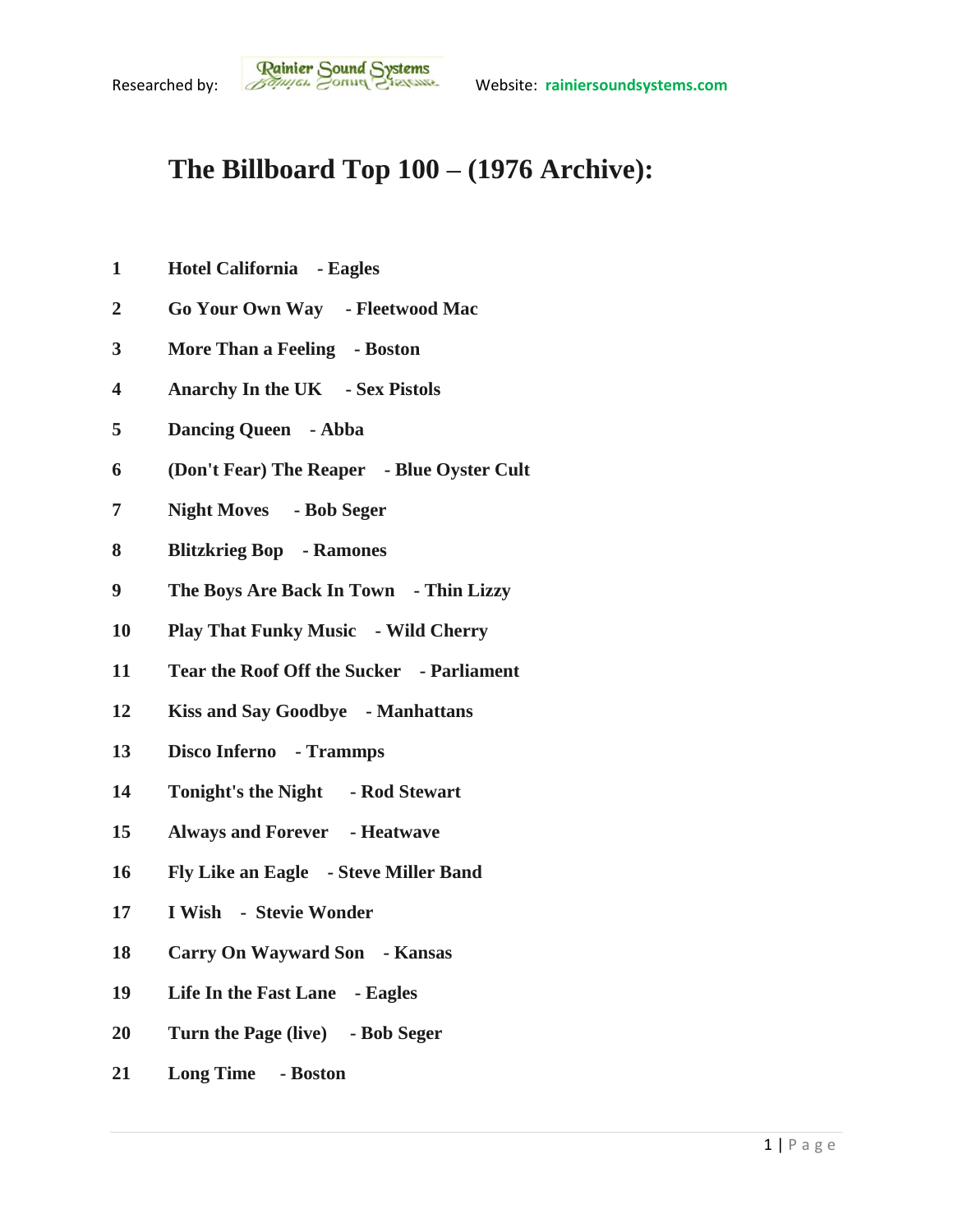Researched by: Rainier Sound Systems    Website: rainiersoundsystems.com

# The Billboard Top 100 – (1976 Archive):

| | |
|---|---|
| 1 | Hotel California - Eagles |
| 2 | Go Your Own Way - Fleetwood Mac |
| 3 | More Than a Feeling - Boston |
| 4 | Anarchy In the UK - Sex Pistols |
| 5 | Dancing Queen - Abba |
| 6 | (Don't Fear) The Reaper - Blue Oyster Cult |
| 7 | Night Moves - Bob Seger |
| 8 | Blitzkrieg Bop - Ramones |
| 9 | The Boys Are Back In Town - Thin Lizzy |
| 10 | Play That Funky Music - Wild Cherry |
| 11 | Tear the Roof Off the Sucker - Parliament |
| 12 | Kiss and Say Goodbye - Manhattans |
| 13 | Disco Inferno - Trammps |
| 14 | Tonight's the Night - Rod Stewart |
| 15 | Always and Forever - Heatwave |
| 16 | Fly Like an Eagle - Steve Miller Band |
| 17 | I Wish - Stevie Wonder |
| 18 | Carry On Wayward Son - Kansas |
| 19 | Life In the Fast Lane - Eagles |
| 20 | Turn the Page (live) - Bob Seger |
| 21 | Long Time - Boston |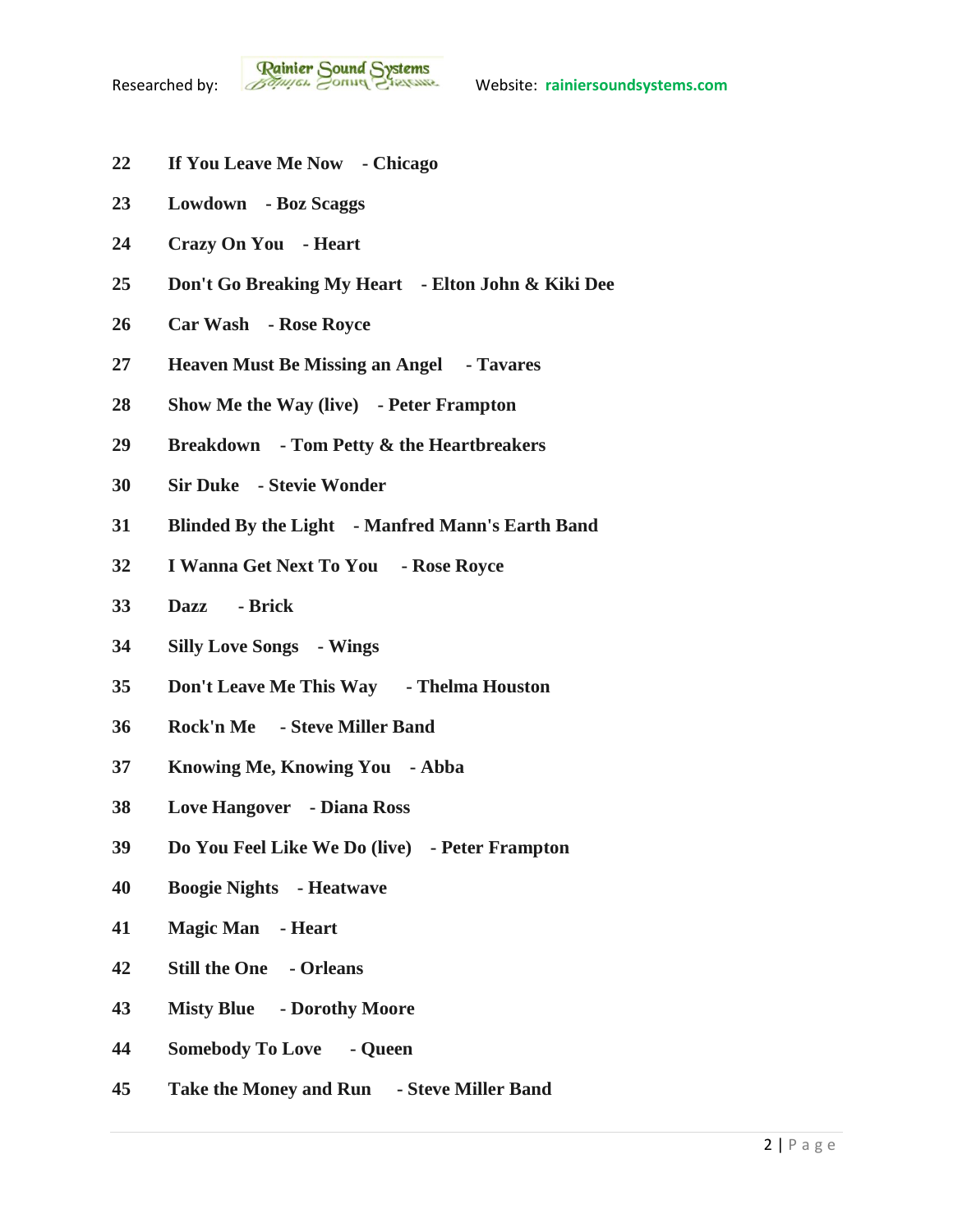**22 If You Leave Me Now - Chicago**

**23 Lowdown - Boz Scaggs**

**24 Crazy On You - Heart**

**25 Don't Go Breaking My Heart - Elton John & Kiki Dee**

**26 Car Wash - Rose Royce**

**27 Heaven Must Be Missing an Angel - Tavares**

**28 Show Me the Way (live) - Peter Frampton**

**29 Breakdown - Tom Petty & the Heartbreakers**

**30 Sir Duke - Stevie Wonder**

**31 Blinded By the Light - Manfred Mann's Earth Band**

**32 I Wanna Get Next To You - Rose Royce**

**33 Dazz - Brick**

**34 Silly Love Songs - Wings**

**35 Don't Leave Me This Way - Thelma Houston**

**36 Rock'n Me - Steve Miller Band**

**37 Knowing Me, Knowing You - Abba**

**38 Love Hangover - Diana Ross**

**39 Do You Feel Like We Do (live) - Peter Frampton**

**40 Boogie Nights - Heatwave**

**41 Magic Man - Heart**

**42 Still the One - Orleans**

**43 Misty Blue - Dorothy Moore**

**44 Somebody To Love - Queen**

**45 Take the Money and Run - Steve Miller Band**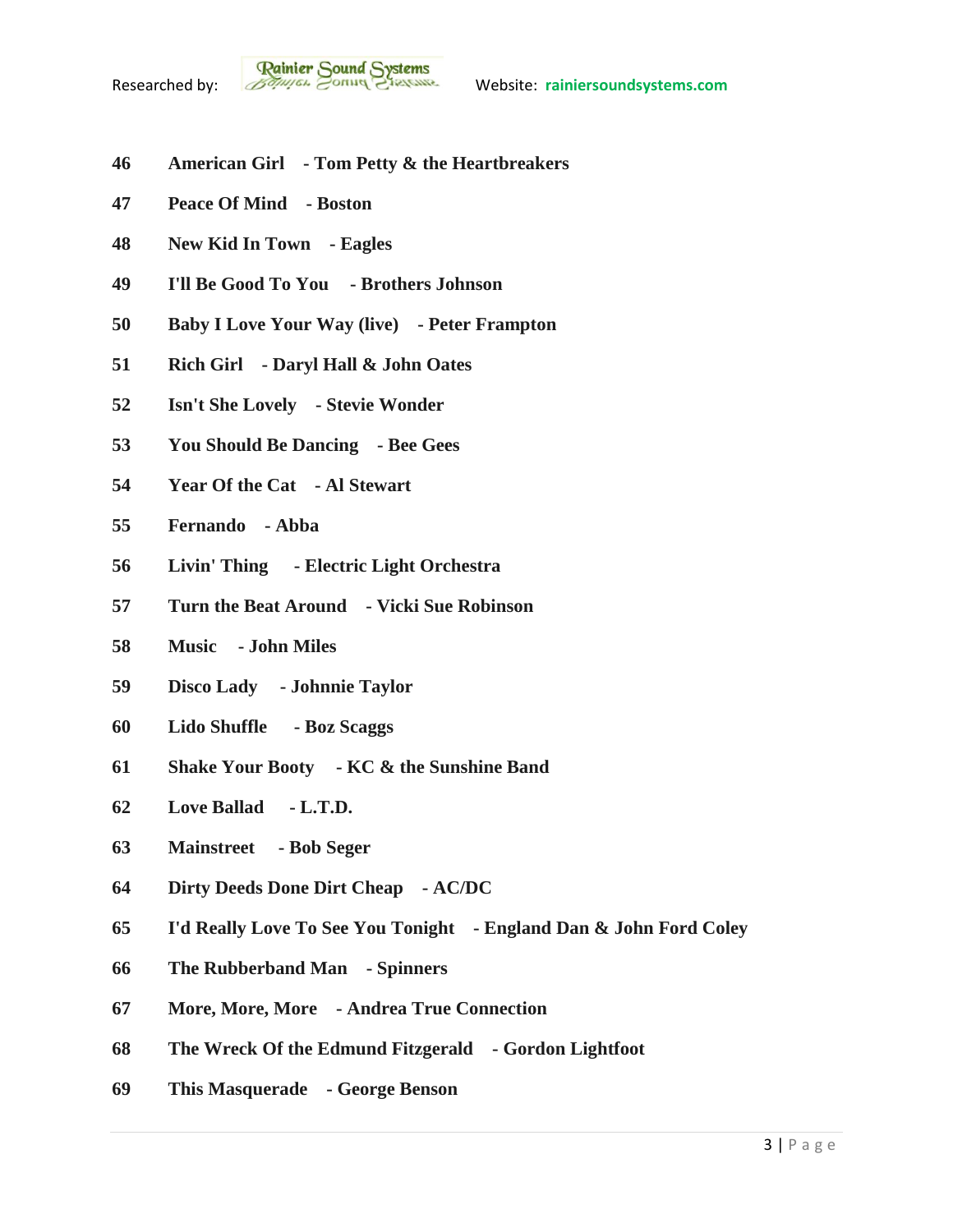**46 American Girl - Tom Petty & the Heartbreakers**

**47 Peace Of Mind - Boston**

**48 New Kid In Town - Eagles**

**49 I'll Be Good To You - Brothers Johnson**

**50 Baby I Love Your Way (live) - Peter Frampton**

**51 Rich Girl - Daryl Hall & John Oates**

**52 Isn't She Lovely - Stevie Wonder**

**53 You Should Be Dancing - Bee Gees**

**54 Year Of the Cat - Al Stewart**

**55 Fernando - Abba**

**56 Livin' Thing - Electric Light Orchestra**

**57 Turn the Beat Around - Vicki Sue Robinson**

**58 Music - John Miles**

**59 Disco Lady - Johnnie Taylor**

**60 Lido Shuffle - Boz Scaggs**

**61 Shake Your Booty - KC & the Sunshine Band**

**62 Love Ballad - L.T.D.**

**63 Mainstreet - Bob Seger**

**64 Dirty Deeds Done Dirt Cheap - AC/DC**

**65 I'd Really Love To See You Tonight - England Dan & John Ford Coley**

**66 The Rubberband Man - Spinners**

**67 More, More, More - Andrea True Connection**

**68 The Wreck Of the Edmund Fitzgerald - Gordon Lightfoot**

**69 This Masquerade - George Benson**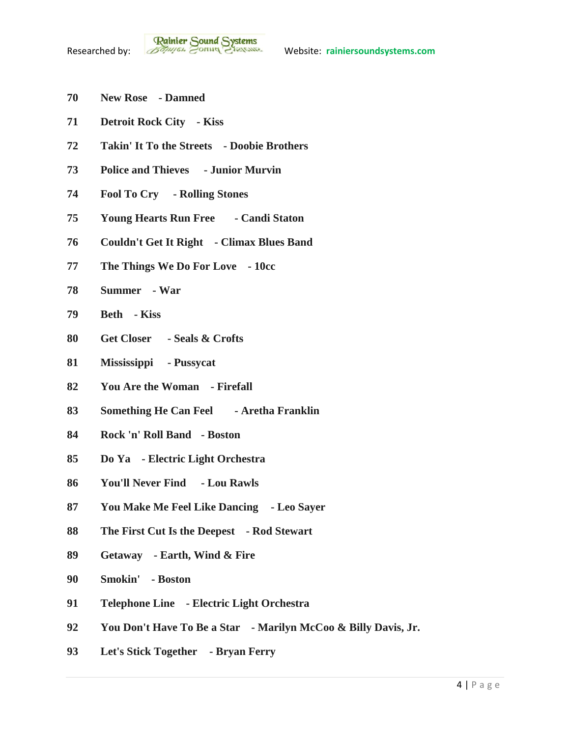**70 New Rose - Damned**

**71 Detroit Rock City - Kiss**

**72 Takin' It To the Streets - Doobie Brothers**

**73 Police and Thieves - Junior Murvin**

**74 Fool To Cry - Rolling Stones**

**75 Young Hearts Run Free - Candi Staton**

**76 Couldn't Get It Right - Climax Blues Band**

**77 The Things We Do For Love - 10cc**

**78 Summer - War**

**79 Beth - Kiss**

**80 Get Closer - Seals & Crofts**

**81 Mississippi - Pussycat**

**82 You Are the Woman - Firefall**

**83 Something He Can Feel - Aretha Franklin**

**84 Rock 'n' Roll Band - Boston**

**85 Do Ya - Electric Light Orchestra**

**86 You'll Never Find - Lou Rawls**

**87 You Make Me Feel Like Dancing - Leo Sayer**

**88 The First Cut Is the Deepest - Rod Stewart**

**89 Getaway - Earth, Wind & Fire**

**90 Smokin' - Boston**

**91 Telephone Line - Electric Light Orchestra**

**92 You Don't Have To Be a Star - Marilyn McCoo & Billy Davis, Jr.**

**93 Let's Stick Together - Bryan Ferry**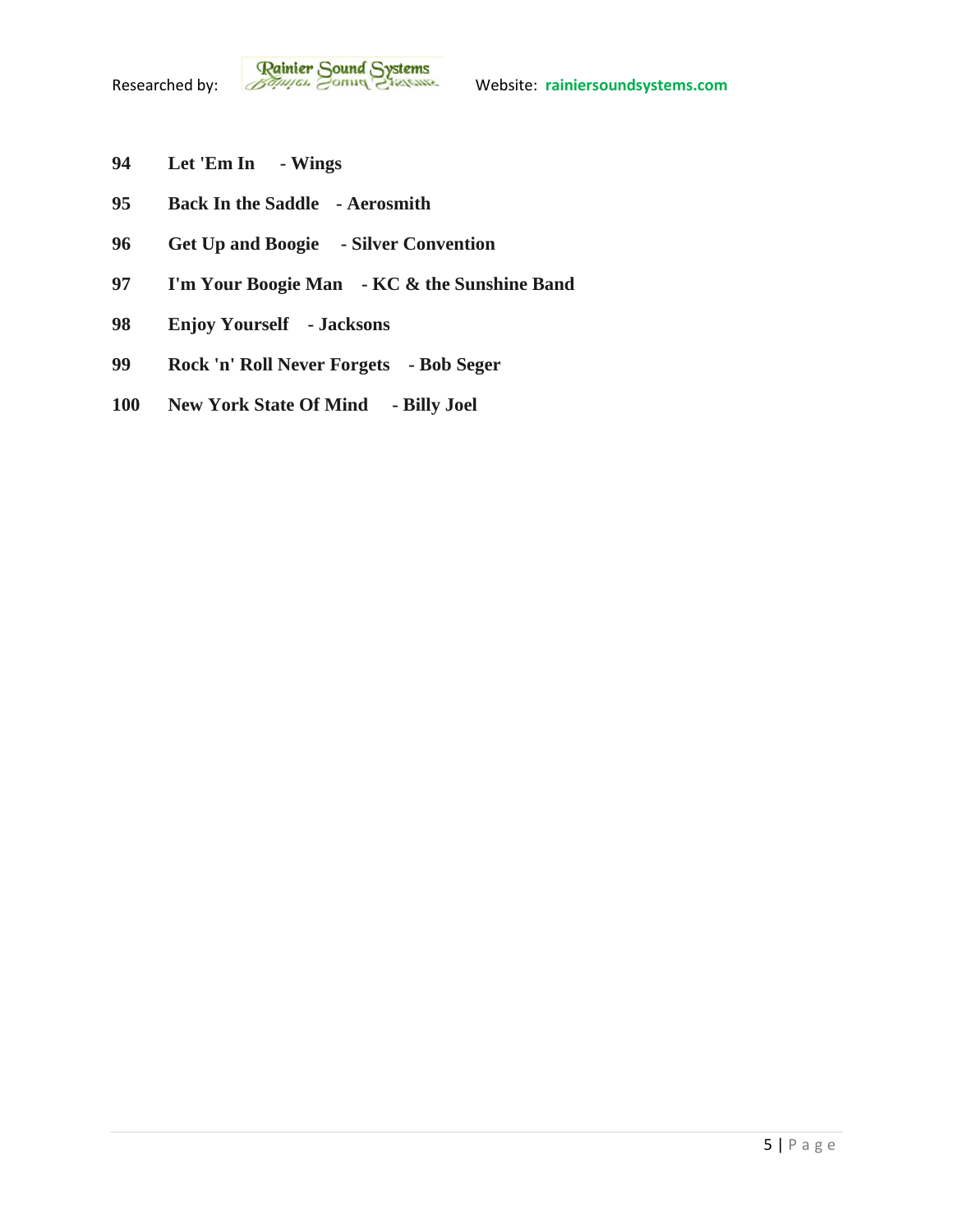**94 Let 'Em In - Wings**

**95 Back In the Saddle - Aerosmith**

**96 Get Up and Boogie - Silver Convention**

**97 I'm Your Boogie Man - KC & the Sunshine Band**

**98 Enjoy Yourself - Jacksons**

**99 Rock 'n' Roll Never Forgets - Bob Seger**

**100 New York State Of Mind - Billy Joel**